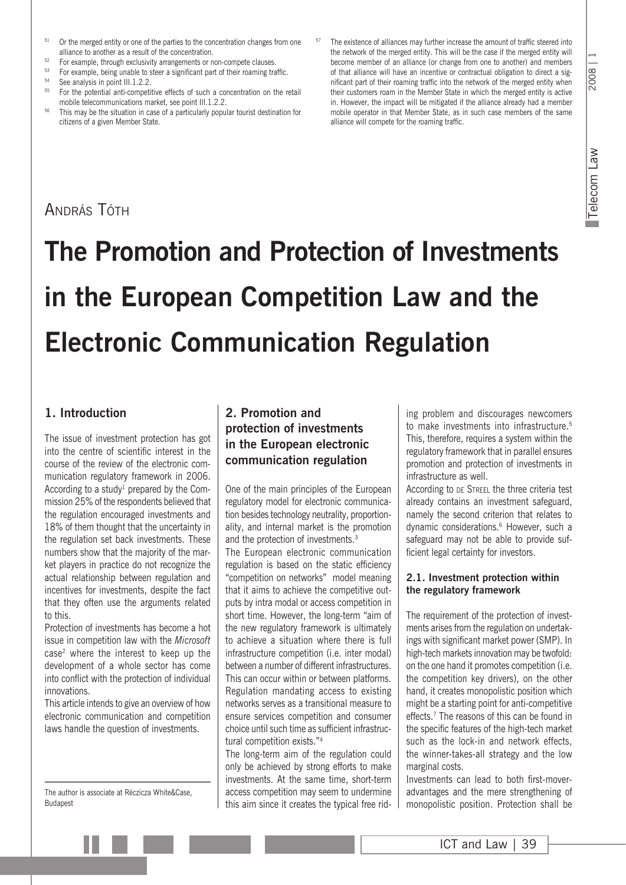[51] Or the merged entity or one of the parties to the concentration changes from one alliance to another as a result of the concentration.

[52] For example, through exclusivity arrangements or non-compete clauses.

[53] For example, being unable to steer a significant part of their roaming traffic.

[54] See analysis in point III.1.2.2.

[55] For the potential anti-competitive effects of such a concentration on the retail mobile telecommunications market, see point III.1.2.2.

[56] This may be the situation in case of a particularly popular tourist destination for citizens of a given Member State.

[57] The existence of alliances may further increase the amount of traffic steered into the network of the merged entity. This will be the case if the merged entity will become member of an alliance (or change from one to another) and members of that alliance will have an incentive or contractual obligation to direct a significant part of their roaming traffic into the network of the merged entity when their customers roam in the Member State in which the merged entity is active in. However, the impact will be mitigated if the alliance already had a member mobile operator in that Member State, as in such case members of the same alliance will compete for the roaming traffic.

András Tóth

# The Promotion and Protection of Investments in the European Competition Law and the Electronic Communication Regulation

## 1. Introduction

The issue of investment protection has got into the centre of scientific interest in the course of the review of the electronic communication regulatory framework in 2006. According to a study[1] prepared by the Commission 25% of the respondents believed that the regulation encouraged investments and 18% of them thought that the uncertainty in the regulation set back investments. These numbers show that the majority of the market players in practice do not recognize the actual relationship between regulation and incentives for investments, despite the fact that they often use the arguments related to this.

Protection of investments has become a hot issue in competition law with the *Microsoft* case[2] where the interest to keep up the development of a whole sector has come into conflict with the protection of individual innovations.

This article intends to give an overview of how electronic communication and competition laws handle the question of investments.

The author is associate at Réczicza White&Case, Budapest

## 2. Promotion and protection of investments in the European electronic communication regulation

One of the main principles of the European regulatory model for electronic communication besides technology neutrality, proportionality, and internal market is the promotion and the protection of investments.[3]

The European electronic communication regulation is based on the static efficiency "competition on networks" model meaning that it aims to achieve the competitive outputs by intra modal or access competition in short time. However, the long-term "aim of the new regulatory framework is ultimately to achieve a situation where there is full infrastructure competition (i.e. inter modal) between a number of different infrastructures. This can occur within or between platforms. Regulation mandating access to existing networks serves as a transitional measure to ensure services competition and consumer choice until such time as sufficient infrastructural competition exists."[4]

The long-term aim of the regulation could only be achieved by strong efforts to make investments. At the same time, short-term access competition may seem to undermine this aim since it creates the typical free riding problem and discourages newcomers to make investments into infrastructure.[5] This, therefore, requires a system within the regulatory framework that in parallel ensures promotion and protection of investments in infrastructure as well.

According to de Streel the three criteria test already contains an investment safeguard, namely the second criterion that relates to dynamic considerations.[6] However, such a safeguard may not be able to provide sufficient legal certainty for investors.

### 2.1. Investment protection within the regulatory framework

The requirement of the protection of investments arises from the regulation on undertakings with significant market power (SMP). In high-tech markets innovation may be twofold: on the one hand it promotes competition (i.e. the competition key drivers), on the other hand, it creates monopolistic position which might be a starting point for anti-competitive effects.[7] The reasons of this can be found in the specific features of the high-tech market such as the lock-in and network effects, the winner-takes-all strategy and the low marginal costs.

Investments can lead to both first-mover-advantages and the mere strengthening of monopolistic position. Protection shall be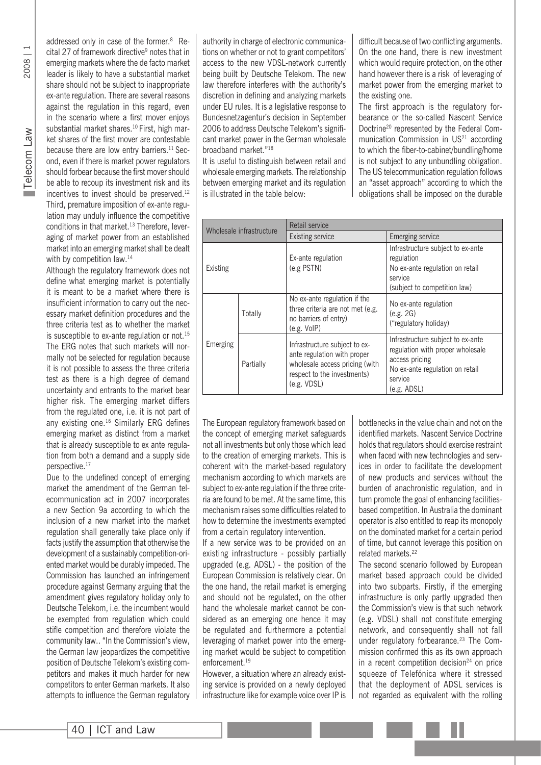addressed only in case of the former.[8] Recital 27 of framework directive[9] notes that in emerging markets where the de facto market leader is likely to have a substantial market share should not be subject to inappropriate ex-ante regulation. There are several reasons against the regulation in this regard, even in the scenario where a first mover enjoys substantial market shares.[10] First, high market shares of the first mover are contestable because there are low entry barriers.[11] Second, even if there is market power regulators should forbear because the first mover should be able to recoup its investment risk and its incentives to invest should be preserved.[12] Third, premature imposition of ex-ante regulation may unduly influence the competitive conditions in that market.[13] Therefore, leveraging of market power from an established market into an emerging market shall be dealt with by competition law.[14]

Although the regulatory framework does not define what emerging market is potentially it is meant to be a market where there is insufficient information to carry out the necessary market definition procedures and the three criteria test as to whether the market is susceptible to ex-ante regulation or not.[15] The ERG notes that such markets will normally not be selected for regulation because it is not possible to assess the three criteria test as there is a high degree of demand uncertainty and entrants to the market bear higher risk. The emerging market differs from the regulated one, i.e. it is not part of any existing one.[16] Similarly ERG defines emerging market as distinct from a market that is already susceptible to ex ante regulation from both a demand and a supply side perspective.[17]

Due to the undefined concept of emerging market the amendment of the German telecommunication act in 2007 incorporates a new Section 9a according to which the inclusion of a new market into the market regulation shall generally take place only if facts justify the assumption that otherwise the development of a sustainably competition-oriented market would be durably impeded. The Commission has launched an infringement procedure against Germany arguing that the amendment gives regulatory holiday only to Deutsche Telekom, i.e. the incumbent would be exempted from regulation which could stifle competition and therefore violate the community law.. "In the Commission's view, the German law jeopardizes the competitive position of Deutsche Telekom's existing competitors and makes it much harder for new competitors to enter German markets. It also attempts to influence the German regulatory authority in charge of electronic communications on whether or not to grant competitors' access to the new VDSL-network currently being built by Deutsche Telekom. The new law therefore interferes with the authority's discretion in defining and analyzing markets under EU rules. It is a legislative response to Bundesnetzagentur's decision in September 2006 to address Deutsche Telekom's significant market power in the German wholesale broadband market."[18]

It is useful to distinguish between retail and wholesale emerging markets. The relationship between emerging market and its regulation is illustrated in the table below:

| Wholesale infrastructure | | Retail service: Existing service | Retail service: Emerging service |
|---|---|---|---|
| Existing | | Ex-ante regulation (e.g PSTN) | Infrastructure subject to ex-ante regulation<br>No ex-ante regulation on retail service<br>(subject to competition law) |
| Emerging | Totally | No ex-ante regulation if the three criteria are not met (e.g. no barriers of entry) (e.g. VoIP) | No ex-ante regulation (e.g. 2G) ("regulatory holiday) |
| | Partially | Infrastructure subject to ex-ante regulation with proper wholesale access pricing (with respect to the investments) (e.g. VDSL) | Infrastructure subject to ex-ante regulation with proper wholesale access pricing<br>No ex-ante regulation on retail service<br>(e.g. ADSL) |

The European regulatory framework based on the concept of emerging market safeguards not all investments but only those which lead to the creation of emerging markets. This is coherent with the market-based regulatory mechanism according to which markets are subject to ex-ante regulation if the three criteria are found to be met. At the same time, this mechanism raises some difficulties related to how to determine the investments exempted from a certain regulatory intervention.

If a new service was to be provided on an existing infrastructure - possibly partially upgraded (e.g. ADSL) - the position of the European Commission is relatively clear. On the one hand, the retail market is emerging and should not be regulated, on the other hand the wholesale market cannot be considered as an emerging one hence it may be regulated and furthermore a potential leveraging of market power into the emerging market would be subject to competition enforcement.[19]

However, a situation where an already existing service is provided on a newly deployed infrastructure like for example voice over IP is difficult because of two conflicting arguments. On the one hand, there is new investment which would require protection, on the other hand however there is a risk of leveraging of market power from the emerging market to the existing one.

The first approach is the regulatory forbearance or the so-called Nascent Service Doctrine[20] represented by the Federal Communication Commission in US[21] according to which the fiber-to-cabinet/bundling/home is not subject to any unbundling obligation. The US telecommunication regulation follows an "asset approach" according to which the obligations shall be imposed on the durable bottlenecks in the value chain and not on the identified markets. Nascent Service Doctrine holds that regulators should exercise restraint when faced with new technologies and services in order to facilitate the development of new products and services without the burden of anachronistic regulation, and in turn promote the goal of enhancing facilities-based competition. In Australia the dominant operator is also entitled to reap its monopoly on the dominated market for a certain period of time, but cannot leverage this position on related markets.[22]

The second scenario followed by European market based approach could be divided into two subparts. Firstly, if the emerging infrastructure is only partly upgraded then the Commission's view is that such network (e.g. VDSL) shall not constitute emerging network, and consequently shall not fall under regulatory forbearance.[23] The Commission confirmed this as its own approach in a recent competition decision[24] on price squeeze of Telefónica where it stressed that the deployment of ADSL services is not regarded as equivalent with the rolling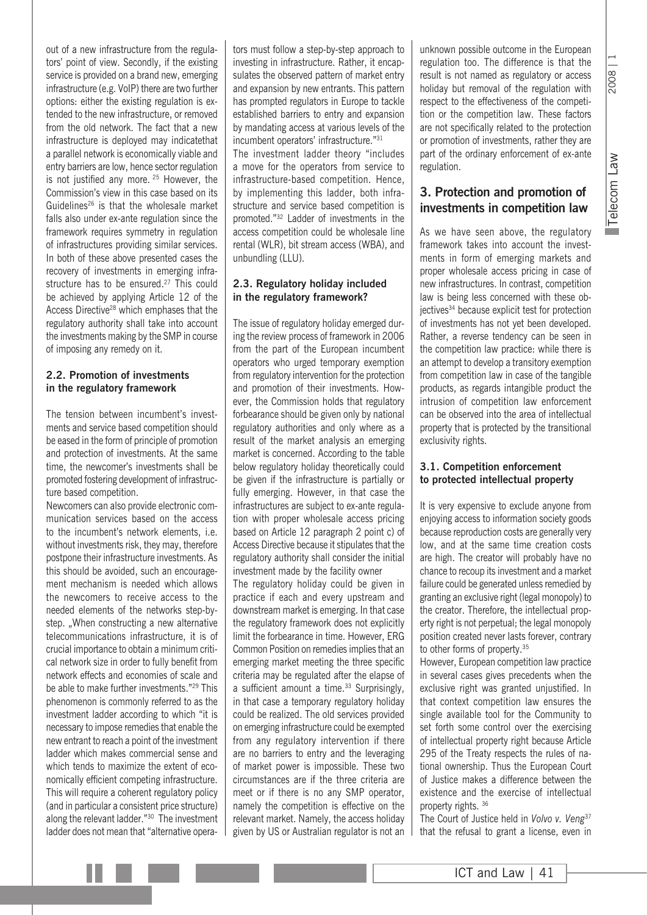out of a new infrastructure from the regulators' point of view. Secondly, if the existing service is provided on a brand new, emerging infrastructure (e.g. VoIP) there are two further options: either the existing regulation is extended to the new infrastructure, or removed from the old network. The fact that a new infrastructure is deployed may indicatethat a parallel network is economically viable and entry barriers are low, hence sector regulation is not justified any more. [25] However, the Commission's view in this case based on its Guidelines[26] is that the wholesale market falls also under ex-ante regulation since the framework requires symmetry in regulation of infrastructures providing similar services. In both of these above presented cases the recovery of investments in emerging infrastructure has to be ensured.[27] This could be achieved by applying Article 12 of the Access Directive[28] which emphases that the regulatory authority shall take into account the investments making by the SMP in course of imposing any remedy on it.

### 2.2. Promotion of investments in the regulatory framework

The tension between incumbent's investments and service based competition should be eased in the form of principle of promotion and protection of investments. At the same time, the newcomer's investments shall be promoted fostering development of infrastructure based competition.

Newcomers can also provide electronic communication services based on the access to the incumbent's network elements, i.e. without investments risk, they may, therefore postpone their infrastructure investments. As this should be avoided, such an encouragement mechanism is needed which allows the newcomers to receive access to the needed elements of the networks step-by-step. „When constructing a new alternative telecommunications infrastructure, it is of crucial importance to obtain a minimum critical network size in order to fully benefit from network effects and economies of scale and be able to make further investments."[29] This phenomenon is commonly referred to as the investment ladder according to which "it is necessary to impose remedies that enable the new entrant to reach a point of the investment ladder which makes commercial sense and which tends to maximize the extent of economically efficient competing infrastructure. This will require a coherent regulatory policy (and in particular a consistent price structure) along the relevant ladder."[30] The investment ladder does not mean that "alternative operators must follow a step-by-step approach to investing in infrastructure. Rather, it encapsulates the observed pattern of market entry and expansion by new entrants. This pattern has prompted regulators in Europe to tackle established barriers to entry and expansion by mandating access at various levels of the incumbent operators' infrastructure."[31]

The investment ladder theory "includes a move for the operators from service to infrastructure-based competition. Hence, by implementing this ladder, both infrastructure and service based competition is promoted."[32] Ladder of investments in the access competition could be wholesale line rental (WLR), bit stream access (WBA), and unbundling (LLU).

### 2.3. Regulatory holiday included in the regulatory framework?

The issue of regulatory holiday emerged during the review process of framework in 2006 from the part of the European incumbent operators who urged temporary exemption from regulatory intervention for the protection and promotion of their investments. However, the Commission holds that regulatory forbearance should be given only by national regulatory authorities and only where as a result of the market analysis an emerging market is concerned. According to the table below regulatory holiday theoretically could be given if the infrastructure is partially or fully emerging. However, in that case the infrastructures are subject to ex-ante regulation with proper wholesale access pricing based on Article 12 paragraph 2 point c) of Access Directive because it stipulates that the regulatory authority shall consider the initial investment made by the facility owner

The regulatory holiday could be given in practice if each and every upstream and downstream market is emerging. In that case the regulatory framework does not explicitly limit the forbearance in time. However, ERG Common Position on remedies implies that an emerging market meeting the three specific criteria may be regulated after the elapse of a sufficient amount a time.[33] Surprisingly, in that case a temporary regulatory holiday could be realized. The old services provided on emerging infrastructure could be exempted from any regulatory intervention if there are no barriers to entry and the leveraging of market power is impossible. These two circumstances are if the three criteria are meet or if there is no any SMP operator, namely the competition is effective on the relevant market. Namely, the access holiday given by US or Australian regulator is not an unknown possible outcome in the European regulation too. The difference is that the result is not named as regulatory or access holiday but removal of the regulation with respect to the effectiveness of the competition or the competition law. These factors are not specifically related to the protection or promotion of investments, rather they are part of the ordinary enforcement of ex-ante regulation.

## 3. Protection and promotion of investments in competition law

As we have seen above, the regulatory framework takes into account the investments in form of emerging markets and proper wholesale access pricing in case of new infrastructures. In contrast, competition law is being less concerned with these objectives[34] because explicit test for protection of investments has not yet been developed. Rather, a reverse tendency can be seen in the competition law practice: while there is an attempt to develop a transitory exemption from competition law in case of the tangible products, as regards intangible product the intrusion of competition law enforcement can be observed into the area of intellectual property that is protected by the transitional exclusivity rights.

### 3.1. Competition enforcement to protected intellectual property

It is very expensive to exclude anyone from enjoying access to information society goods because reproduction costs are generally very low, and at the same time creation costs are high. The creator will probably have no chance to recoup its investment and a market failure could be generated unless remedied by granting an exclusive right (legal monopoly) to the creator. Therefore, the intellectual property right is not perpetual; the legal monopoly position created never lasts forever, contrary to other forms of property.[35]

However, European competition law practice in several cases gives precedents when the exclusive right was granted unjustified. In that context competition law ensures the single available tool for the Community to set forth some control over the exercising of intellectual property right because Article 295 of the Treaty respects the rules of national ownership. Thus the European Court of Justice makes a difference between the existence and the exercise of intellectual property rights. [36]

The Court of Justice held in *Volvo v. Veng*[37] that the refusal to grant a license, even in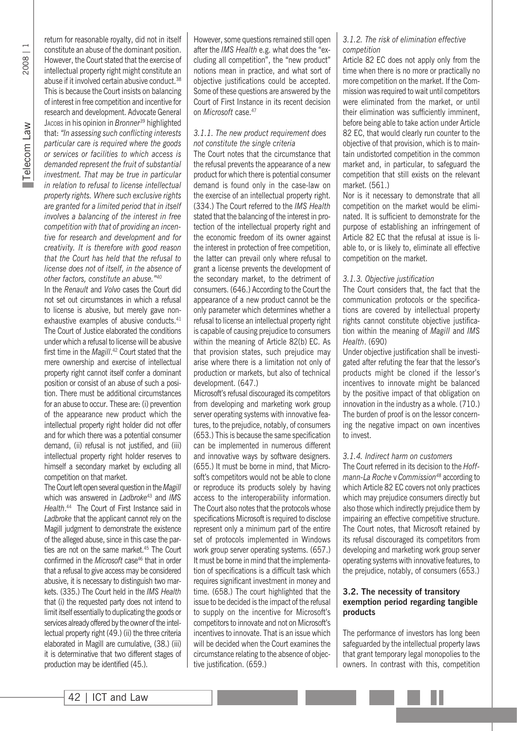return for reasonable royalty, did not in itself constitute an abuse of the dominant position. However, the Court stated that the exercise of intellectual property right might constitute an abuse if it involved certain abusive conduct.[38] This is because the Court insists on balancing of interest in free competition and incentive for research and development. Advocate General Jacobs in his opinion in *Bronner*[39] highlighted that: *"In assessing such conflicting interests particular care is required where the goods or services or facilities to which access is demanded represent the fruit of substantial investment. That may be true in particular in relation to refusal to license intellectual property rights. Where such exclusive rights are granted for a limited period that in itself involves a balancing of the interest in free competition with that of providing an incentive for research and development and for creativity. It is therefore with good reason that the Court has held that the refusal to license does not of itself, in the absence of other factors, constitute an abuse."*[40]

In the *Renault* and *Volvo* cases the Court did not set out circumstances in which a refusal to license is abusive, but merely gave non-exhaustive examples of abusive conducts.[41] The Court of Justice elaborated the conditions under which a refusal to license will be abusive first time in the *Magill*.[42] Court stated that the mere ownership and exercise of intellectual property right cannot itself confer a dominant position or consist of an abuse of such a position. There must be additional circumstances for an abuse to occur. These are: (i) prevention of the appearance new product which the intellectual property right holder did not offer and for which there was a potential consumer demand, (ii) refusal is not justified, and (iii) intellectual property right holder reserves to himself a secondary market by excluding all competition on that market.

The Court left open several question in the *Magill* which was answered in *Ladbroke*[43] and *IMS Health*.[44] The Court of First Instance said in *Ladbroke* that the applicant cannot rely on the Magill judgment to demonstrate the existence of the alleged abuse, since in this case the parties are not on the same market.[45] The Court confirmed in the *Microsoft* case[46] that in order that a refusal to give access may be considered abusive, it is necessary to distinguish two markets. (335.) The Court held in the *IMS Health* that (i) the requested party does not intend to limit itself essentially to duplicating the goods or services already offered by the owner of the intellectual property right (49.) (ii) the three criteria elaborated in Magill are cumulative, (38.) (iii) it is determinative that two different stages of production may be identified (45.).

However, some questions remained still open after the *IMS Health* e.g. what does the "excluding all competition", the "new product" notions mean in practice, and what sort of objective justifications could be accepted. Some of these questions are answered by the Court of First Instance in its recent decision on *Microsoft* case.[47]

#### *3.1.1. The new product requirement does not constitute the single criteria*

The Court notes that the circumstance that the refusal prevents the appearance of a new product for which there is potential consumer demand is found only in the case-law on the exercise of an intellectual property right. (334.) The Court referred to the *IMS Health* stated that the balancing of the interest in protection of the intellectual property right and the economic freedom of its owner against the interest in protection of free competition, the latter can prevail only where refusal to grant a license prevents the development of the secondary market, to the detriment of consumers. (646.) According to the Court the appearance of a new product cannot be the only parameter which determines whether a refusal to license an intellectual property right is capable of causing prejudice to consumers within the meaning of Article 82(b) EC. As that provision states, such prejudice may arise where there is a limitation not only of production or markets, but also of technical development. (647.)

Microsoft's refusal discouraged its competitors from developing and marketing work group server operating systems with innovative features, to the prejudice, notably, of consumers (653.) This is because the same specification can be implemented in numerous different and innovative ways by software designers. (655.) It must be borne in mind, that Microsoft's competitors would not be able to clone or reproduce its products solely by having access to the interoperability information. The Court also notes that the protocols whose specifications Microsoft is required to disclose represent only a minimum part of the entire set of protocols implemented in Windows work group server operating systems. (657.) It must be borne in mind that the implementation of specifications is a difficult task which requires significant investment in money and time. (658.) The court highlighted that the issue to be decided is the impact of the refusal to supply on the incentive for Microsoft's competitors to innovate and not on Microsoft's incentives to innovate. That is an issue which will be decided when the Court examines the circumstance relating to the absence of objective justification. (659.)

#### *3.1.2. The risk of elimination effective competition*

Article 82 EC does not apply only from the time when there is no more or practically no more competition on the market. If the Commission was required to wait until competitors were eliminated from the market, or until their elimination was sufficiently imminent, before being able to take action under Article 82 EC, that would clearly run counter to the objective of that provision, which is to maintain undistorted competition in the common market and, in particular, to safeguard the competition that still exists on the relevant market. (561.)

Nor is it necessary to demonstrate that all competition on the market would be eliminated. It is sufficient to demonstrate for the purpose of establishing an infringement of Article 82 EC that the refusal at issue is liable to, or is likely to, eliminate all effective competition on the market.

#### *3.1.3. Objective justification*

The Court considers that, the fact that the communication protocols or the specifications are covered by intellectual property rights cannot constitute objective justification within the meaning of *Magill* and *IMS Health*. (690)

Under objective justification shall be investigated after refuting the fear that the lessor's products might be cloned if the lessor's incentives to innovate might be balanced by the positive impact of that obligation on innovation in the industry as a whole. (710.) The burden of proof is on the lessor concerning the negative impact on own incentives to invest.

#### *3.1.4. Indirect harm on customers*

The Court referred in its decision to the *Hoffmann-La Roche* v *Commission*[48] according to which Article 82 EC covers not only practices which may prejudice consumers directly but also those which indirectly prejudice them by impairing an effective competitive structure. The Court notes, that Microsoft retained by its refusal discouraged its competitors from developing and marketing work group server operating systems with innovative features, to the prejudice, notably, of consumers (653.)

### 3.2. The necessity of transitory exemption period regarding tangible products

The performance of investors has long been safeguarded by the intellectual property laws that grant temporary legal monopolies to the owners. In contrast with this, competition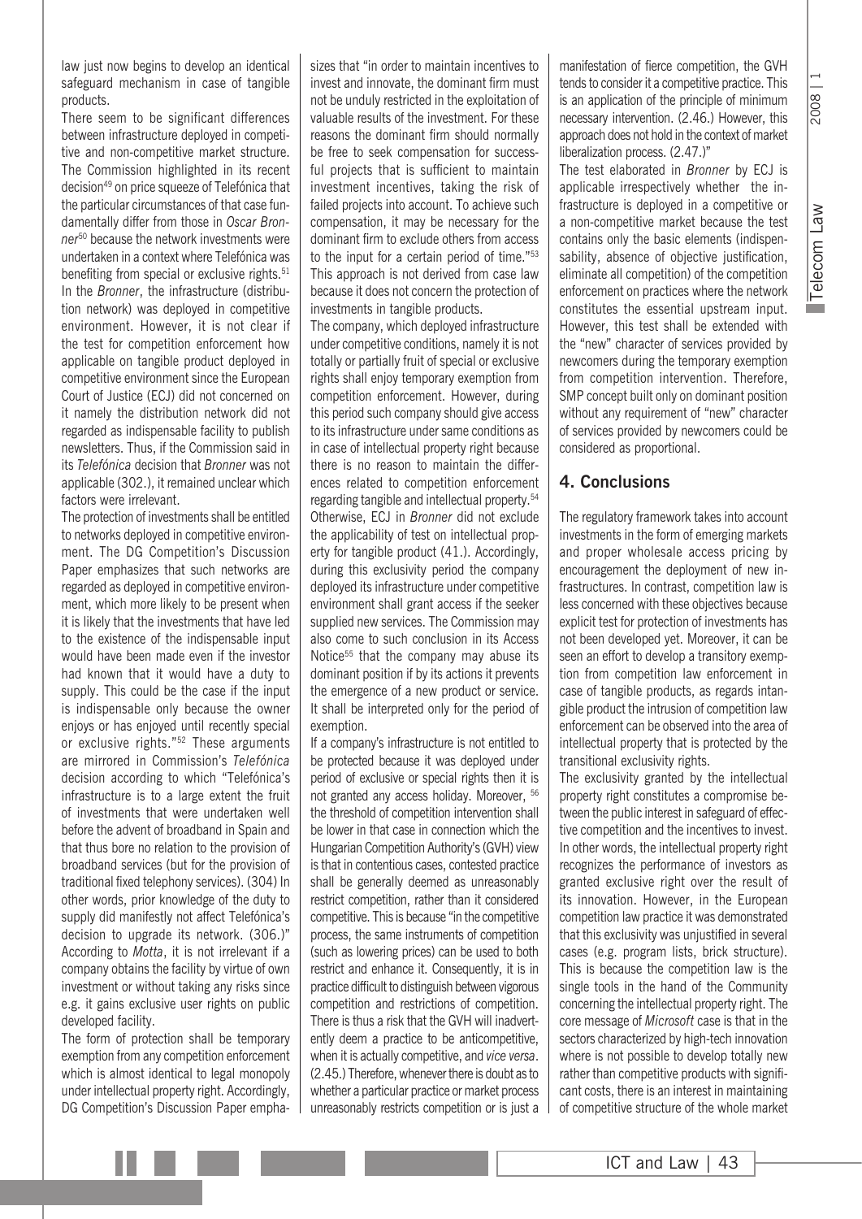law just now begins to develop an identical safeguard mechanism in case of tangible products.

There seem to be significant differences between infrastructure deployed in competitive and non-competitive market structure. The Commission highlighted in its recent decision[49] on price squeeze of Telefónica that the particular circumstances of that case fundamentally differ from those in *Oscar Bronner*[50] because the network investments were undertaken in a context where Telefónica was benefiting from special or exclusive rights.[51] In the *Bronner*, the infrastructure (distribution network) was deployed in competitive environment. However, it is not clear if the test for competition enforcement how applicable on tangible product deployed in competitive environment since the European Court of Justice (ECJ) did not concerned on it namely the distribution network did not regarded as indispensable facility to publish newsletters. Thus, if the Commission said in its *Telefónica* decision that *Bronner* was not applicable (302.), it remained unclear which factors were irrelevant.

The protection of investments shall be entitled to networks deployed in competitive environment. The DG Competition's Discussion Paper emphasizes that such networks are regarded as deployed in competitive environment, which more likely to be present when it is likely that the investments that have led to the existence of the indispensable input would have been made even if the investor had known that it would have a duty to supply. This could be the case if the input is indispensable only because the owner enjoys or has enjoyed until recently special or exclusive rights."[52] These arguments are mirrored in Commission's *Telefónica* decision according to which "Telefónica's infrastructure is to a large extent the fruit of investments that were undertaken well before the advent of broadband in Spain and that thus bore no relation to the provision of broadband services (but for the provision of traditional fixed telephony services). (304) In other words, prior knowledge of the duty to supply did manifestly not affect Telefónica's decision to upgrade its network. (306.)" According to *Motta*, it is not irrelevant if a company obtains the facility by virtue of own investment or without taking any risks since e.g. it gains exclusive user rights on public developed facility.

The form of protection shall be temporary exemption from any competition enforcement which is almost identical to legal monopoly under intellectual property right. Accordingly, DG Competition's Discussion Paper emphasizes that "in order to maintain incentives to invest and innovate, the dominant firm must not be unduly restricted in the exploitation of valuable results of the investment. For these reasons the dominant firm should normally be free to seek compensation for successful projects that is sufficient to maintain investment incentives, taking the risk of failed projects into account. To achieve such compensation, it may be necessary for the dominant firm to exclude others from access to the input for a certain period of time."[53] This approach is not derived from case law because it does not concern the protection of investments in tangible products.

The company, which deployed infrastructure under competitive conditions, namely it is not totally or partially fruit of special or exclusive rights shall enjoy temporary exemption from competition enforcement. However, during this period such company should give access to its infrastructure under same conditions as in case of intellectual property right because there is no reason to maintain the differences related to competition enforcement regarding tangible and intellectual property.[54] Otherwise, ECJ in *Bronner* did not exclude the applicability of test on intellectual property for tangible product (41.). Accordingly, during this exclusivity period the company deployed its infrastructure under competitive environment shall grant access if the seeker supplied new services. The Commission may also come to such conclusion in its Access Notice[55] that the company may abuse its dominant position if by its actions it prevents the emergence of a new product or service. It shall be interpreted only for the period of exemption.

If a company's infrastructure is not entitled to be protected because it was deployed under period of exclusive or special rights then it is not granted any access holiday. Moreover, [56] the threshold of competition intervention shall be lower in that case in connection which the Hungarian Competition Authority's (GVH) view is that in contentious cases, contested practice shall be generally deemed as unreasonably restrict competition, rather than it considered competitive. This is because "in the competitive process, the same instruments of competition (such as lowering prices) can be used to both restrict and enhance it. Consequently, it is in practice difficult to distinguish between vigorous competition and restrictions of competition. There is thus a risk that the GVH will inadvertently deem a practice to be anticompetitive, when it is actually competitive, and *vice versa*. (2.45.) Therefore, whenever there is doubt as to whether a particular practice or market process unreasonably restricts competition or is just a manifestation of fierce competition, the GVH tends to consider it a competitive practice. This is an application of the principle of minimum necessary intervention. (2.46.) However, this approach does not hold in the context of market liberalization process. (2.47.)"

The test elaborated in *Bronner* by ECJ is applicable irrespectively whether the infrastructure is deployed in a competitive or a non-competitive market because the test contains only the basic elements (indispensability, absence of objective justification, eliminate all competition) of the competition enforcement on practices where the network constitutes the essential upstream input. However, this test shall be extended with the "new" character of services provided by newcomers during the temporary exemption from competition intervention. Therefore, SMP concept built only on dominant position without any requirement of "new" character of services provided by newcomers could be considered as proportional.

## 4. Conclusions

The regulatory framework takes into account investments in the form of emerging markets and proper wholesale access pricing by encouragement the deployment of new infrastructures. In contrast, competition law is less concerned with these objectives because explicit test for protection of investments has not been developed yet. Moreover, it can be seen an effort to develop a transitory exemption from competition law enforcement in case of tangible products, as regards intangible product the intrusion of competition law enforcement can be observed into the area of intellectual property that is protected by the transitional exclusivity rights.

The exclusivity granted by the intellectual property right constitutes a compromise between the public interest in safeguard of effective competition and the incentives to invest. In other words, the intellectual property right recognizes the performance of investors as granted exclusive right over the result of its innovation. However, in the European competition law practice it was demonstrated that this exclusivity was unjustified in several cases (e.g. program lists, brick structure). This is because the competition law is the single tools in the hand of the Community concerning the intellectual property right. The core message of *Microsoft* case is that in the sectors characterized by high-tech innovation where is not possible to develop totally new rather than competitive products with significant costs, there is an interest in maintaining of competitive structure of the whole market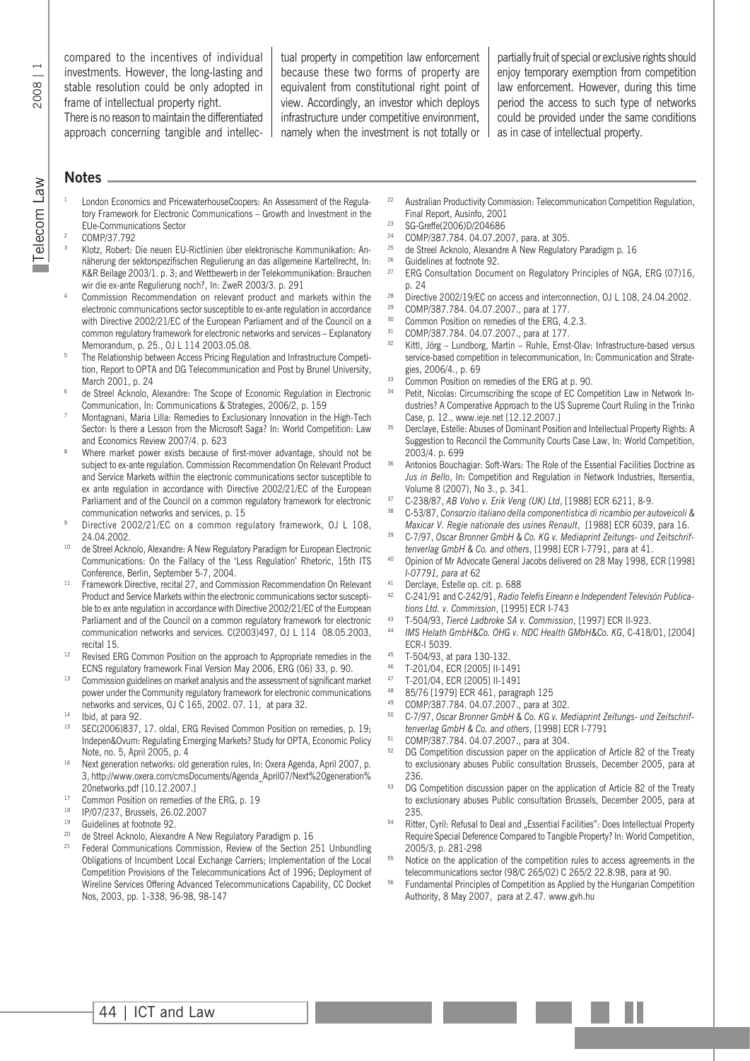compared to the incentives of individual investments. However, the long-lasting and stable resolution could be only adopted in frame of intellectual property right.

There is no reason to maintain the differentiated approach concerning tangible and intellectual property in competition law enforcement because these two forms of property are equivalent from constitutional right point of view. Accordingly, an investor which deploys infrastructure under competitive environment, namely when the investment is not totally or partially fruit of special or exclusive rights should enjoy temporary exemption from competition law enforcement. However, during this time period the access to such type of networks could be provided under the same conditions as in case of intellectual property.

## Notes

1. London Economics and PricewaterhouseCoopers: An Assessment of the Regulatory Framework for Electronic Communications – Growth and Investment in the EUe-Communications Sector
2. COMP/37.792
3. Klotz, Robert: Die neuen EU-Rictlinien über elektronische Kommunikation: Annäherung der sektorspezifischen Regulierung an das allgemeine Kartellrecht, In: K&R Beilage 2003/1. p. 3; and Wettbewerb in der Telekommunikation: Brauchen wir die ex-ante Regulierung noch?, In: ZweR 2003/3. p. 291
4. Commission Recommendation on relevant product and markets within the electronic communications sector susceptible to ex-ante regulation in accordance with Directive 2002/21/EC of the European Parliament and of the Council on a common regulatory framework for electronic networks and services – Explanatory Memorandum, p. 25., OJ L 114 2003.05.08.
5. The Relationship between Access Pricing Regulation and Infrastructure Competition, Report to OPTA and DG Telecommunication and Post by Brunel University, March 2001, p. 24
6. de Streel Acknolo, Alexandre: The Scope of Economic Regulation in Electronic Communication, In: Communications & Strategies, 2006/2, p. 159
7. Montagnani, Maria Lilla: Remedies to Exclusionary Innovation in the High-Tech Sector: Is there a Lesson from the Microsoft Saga? In: World Competition: Law and Economics Review 2007/4. p. 623
8. Where market power exists because of first-mover advantage, should not be subject to ex-ante regulation. Commission Recommendation On Relevant Product and Service Markets within the electronic communications sector susceptible to ex ante regulation in accordance with Directive 2002/21/EC of the European Parliament and of the Council on a common regulatory framework for electronic communication networks and services, p. 15
9. Directive 2002/21/EC on a common regulatory framework, OJ L 108, 24.04.2002.
10. de Streel Acknolo, Alexandre: A New Regulatory Paradigm for European Electronic Communications: On the Fallacy of the 'Less Regulation' Rhetoric, 15th ITS Conference, Berlin, September 5-7, 2004.
11. Framework Directive, recital 27, and Commission Recommendation On Relevant Product and Service Markets within the electronic communications sector susceptible to ex ante regulation in accordance with Directive 2002/21/EC of the European Parliament and of the Council on a common regulatory framework for electronic communication networks and services. C(2003)497, OJ L 114 08.05.2003, recital 15.
12. Revised ERG Common Position on the approach to Appropriate remedies in the ECNS regulatory framework Final Version May 2006, ERG (06) 33, p. 90.
13. Commission guidelines on market analysis and the assessment of significant market power under the Community regulatory framework for electronic communications networks and services, OJ C 165, 2002. 07. 11, at para 32.
14. Ibid, at para 92.
15. SEC(2006)837, 17. oldal, ERG Revised Common Position on remedies, p. 19; Indepen&Ovum: Regulating Emerging Markets? Study for OPTA, Economic Policy Note, no. 5, April 2005, p. 4
16. Next generation networks: old generation rules, In: Oxera Agenda, April 2007, p. 3, http://www.oxera.com/cmsDocuments/Agenda_April07/Next%20generation%20networks.pdf [10.12.2007.]
17. Common Position on remedies of the ERG, p. 19
18. IP/07/237, Brussels, 26.02.2007
19. Guidelines at footnote 92.
20. de Streel Acknolo, Alexandre A New Regulatory Paradigm p. 16
21. Federal Communications Commission, Review of the Section 251 Unbundling Obligations of Incumbent Local Exchange Carriers; Implementation of the Local Competition Provisions of the Telecommunications Act of 1996; Deployment of Wireline Services Offering Advanced Telecommunications Capability, CC Docket Nos, 2003, pp. 1-338, 96-98, 98-147
22. Australian Productivity Commission: Telecommunication Competition Regulation, Final Report, Ausinfo, 2001
23. SG-Greffe(2006)D/204686
24. COMP/387.784. 04.07.2007, para. at 305.
25. de Streel Acknolo, Alexandre A New Regulatory Paradigm p. 16
26. Guidelines at footnote 92.
27. ERG Consultation Document on Regulatory Principles of NGA, ERG (07)16, p. 24
28. Directive 2002/19/EC on access and interconnection, OJ L 108, 24.04.2002.
29. COMP/387.784. 04.07.2007., para at 177.
30. Common Position on remedies of the ERG, 4.2.3.
31. COMP/387.784. 04.07.2007., para at 177.
32. Kittl, Jörg – Lundborg, Martin – Ruhle, Ernst-Olav: Infrastructure-based versus service-based competition in telecommunication, In: Communication and Strategies, 2006/4., p. 69
33. Common Position on remedies of the ERG at p. 90.
34. Petit, Nicolas: Circumscribing the scope of EC Competition Law in Network Industries? A Comparative Approach to the US Supreme Court Ruling in the Trinko Case, p. 12., www.ieje.net [12.12.2007.]
35. Derclaye, Estelle: Abuses of Dominant Position and Intellectual Property Rights: A Suggestion to Reconcil the Community Courts Case Law, In: World Competition, 2003/4. p. 699
36. Antonios Bouchagiar: Soft-Wars: The Role of the Essential Facilities Doctrine as *Jus in Bello*, In: Competition and Regulation in Network Industries, Itersentia, Volume 8 (2007), No 3., p. 341.
37. C-238/87, *AB Volvo v. Erik Veng (UK) Ltd*, [1988] ECR 6211, 8-9.
38. C-53/87, *Consorzio italiano della componentistica di ricambio per autoveicoli & Maxicar V. Regie nationale des usines Renault*, [1988] ECR 6039, para 16.
39. C-7/97, *Oscar Bronner GmbH & Co. KG v. Mediaprint Zeitungs- und Zeitschriftenverlag GmbH & Co. and others*, [1998] ECR I-7791, para at 41.
40. Opinion of Mr Advocate General Jacobs delivered on 28 May 1998, ECR [1998] *I-07791, para at* 62
41. Derclaye, Estelle op. cit. p. 688
42. C-241/91 and C-242/91, *Radio Telefis Eireann e Independent Televisón Publications Ltd. v. Commission*, [1995] ECR I-743
43. T-504/93, *Tiercé Ladbroke SA v. Commission*, [1997] ECR II-923.
44. *IMS Helath GmbH&Co. OHG v. NDC Health GMbH&Co. KG*, C-418/01, [2004] ECR-I 5039.
45. T-504/93, at para 130-132.
46. T-201/04, ECR [2005] II-1491
47. T-201/04, ECR [2005] II-1491
48. 85/76 [1979] ECR 461, paragraph 125
49. COMP/387.784. 04.07.2007., para at 302.
50. C-7/97, *Oscar Bronner GmbH & Co. KG v. Mediaprint Zeitungs- und Zeitschriftenverlag GmbH & Co. and others*, [1998] ECR I-7791
51. COMP/387.784. 04.07.2007., para at 304.
52. DG Competition discussion paper on the application of Article 82 of the Treaty to exclusionary abuses Public consultation Brussels, December 2005, para at 236.
53. DG Competition discussion paper on the application of Article 82 of the Treaty to exclusionary abuses Public consultation Brussels, December 2005, para at 235.
54. Ritter, Cyril: Refusal to Deal and „Essential Facilities": Does Intellectual Property Require Special Deference Compared to Tangible Property? In: World Competition, 2005/3, p. 281-298
55. Notice on the application of the competition rules to access agreements in the telecommunications sector (98/C 265/02) C 265/2 22.8.98, para at 90.
56. Fundamental Principles of Competition as Applied by the Hungarian Competition Authority, 8 May 2007, para at 2.47. www.gvh.hu